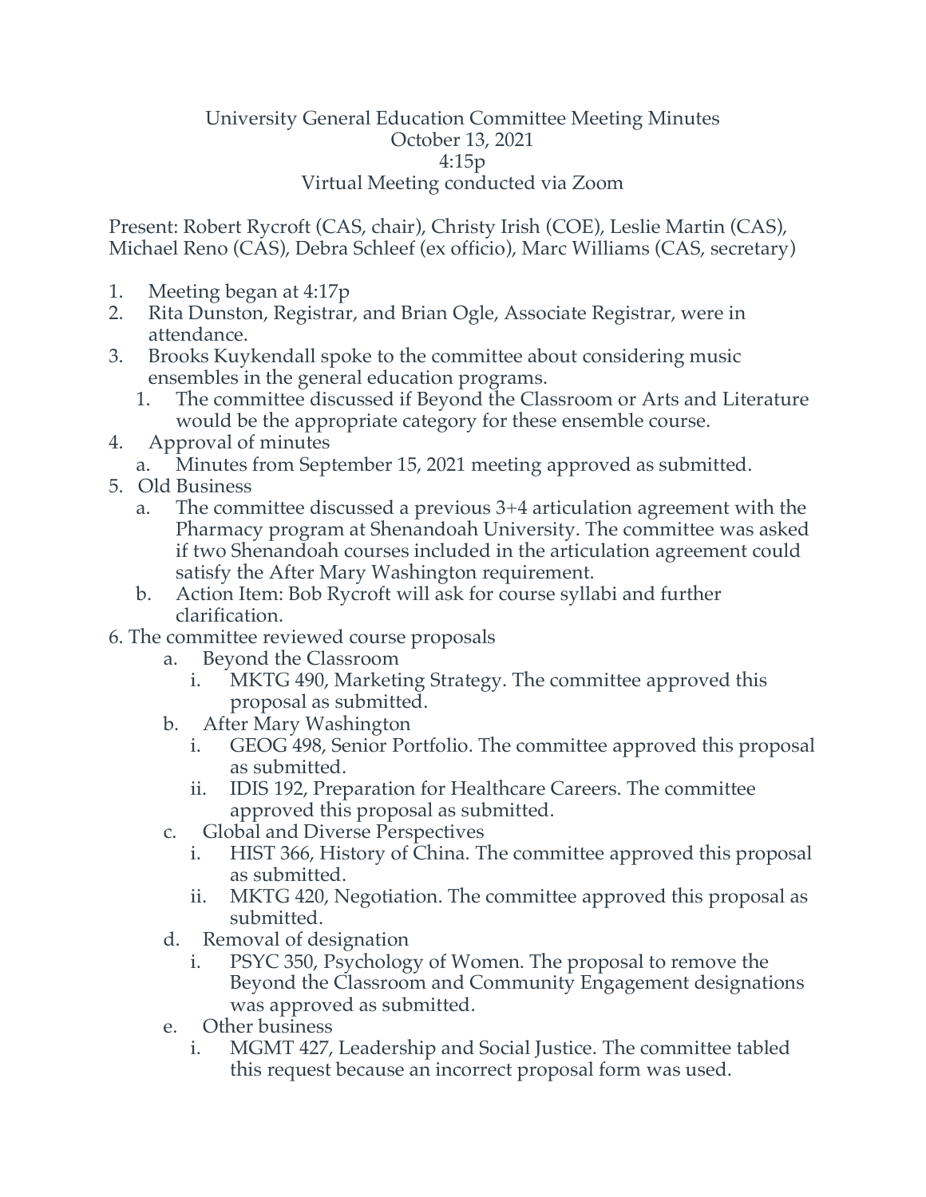University General Education Committee Meeting Minutes
October 13, 2021
4:15p
Virtual Meeting conducted via Zoom

Present: Robert Rycroft (CAS, chair), Christy Irish (COE), Leslie Martin (CAS), Michael Reno (CAS), Debra Schleef (ex officio), Marc Williams (CAS, secretary)

1. Meeting began at 4:17p
2. Rita Dunston, Registrar, and Brian Ogle, Associate Registrar, were in attendance.
3. Brooks Kuykendall spoke to the committee about considering music ensembles in the general education programs.
   1. The committee discussed if Beyond the Classroom or Arts and Literature would be the appropriate category for these ensemble course.
4. Approval of minutes
   a. Minutes from September 15, 2021 meeting approved as submitted.
5. Old Business
   a. The committee discussed a previous 3+4 articulation agreement with the Pharmacy program at Shenandoah University. The committee was asked if two Shenandoah courses included in the articulation agreement could satisfy the After Mary Washington requirement.
   b. Action Item: Bob Rycroft will ask for course syllabi and further clarification.
6. The committee reviewed course proposals
   a. Beyond the Classroom
      i. MKTG 490, Marketing Strategy. The committee approved this proposal as submitted.
   b. After Mary Washington
      i. GEOG 498, Senior Portfolio. The committee approved this proposal as submitted.
      ii. IDIS 192, Preparation for Healthcare Careers. The committee approved this proposal as submitted.
   c. Global and Diverse Perspectives
      i. HIST 366, History of China. The committee approved this proposal as submitted.
      ii. MKTG 420, Negotiation. The committee approved this proposal as submitted.
   d. Removal of designation
      i. PSYC 350, Psychology of Women. The proposal to remove the Beyond the Classroom and Community Engagement designations was approved as submitted.
   e. Other business
      i. MGMT 427, Leadership and Social Justice. The committee tabled this request because an incorrect proposal form was used.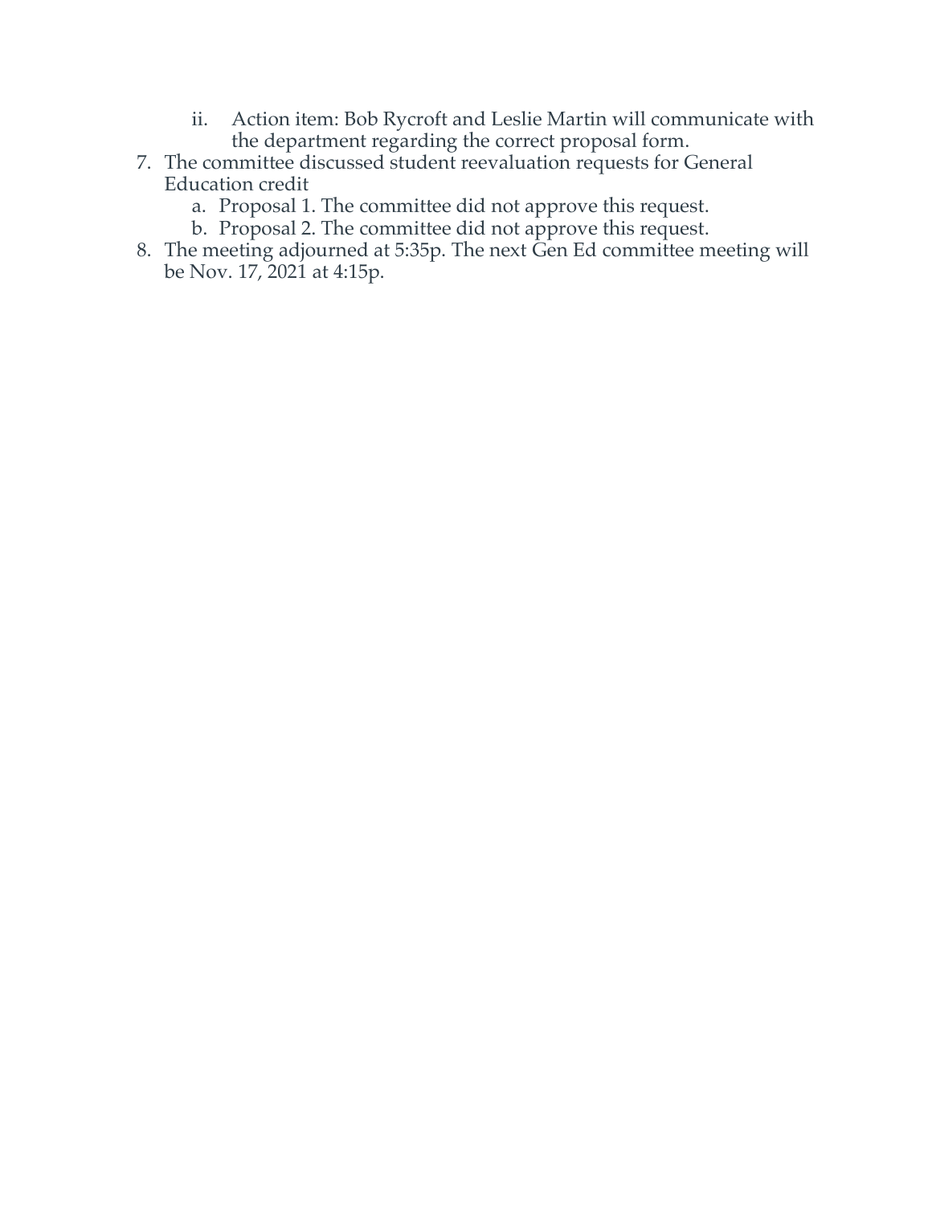ii. Action item: Bob Rycroft and Leslie Martin will communicate with the department regarding the correct proposal form.

7. The committee discussed student reevaluation requests for General Education credit
   a. Proposal 1. The committee did not approve this request.
   b. Proposal 2. The committee did not approve this request.
8. The meeting adjourned at 5:35p. The next Gen Ed committee meeting will be Nov. 17, 2021 at 4:15p.